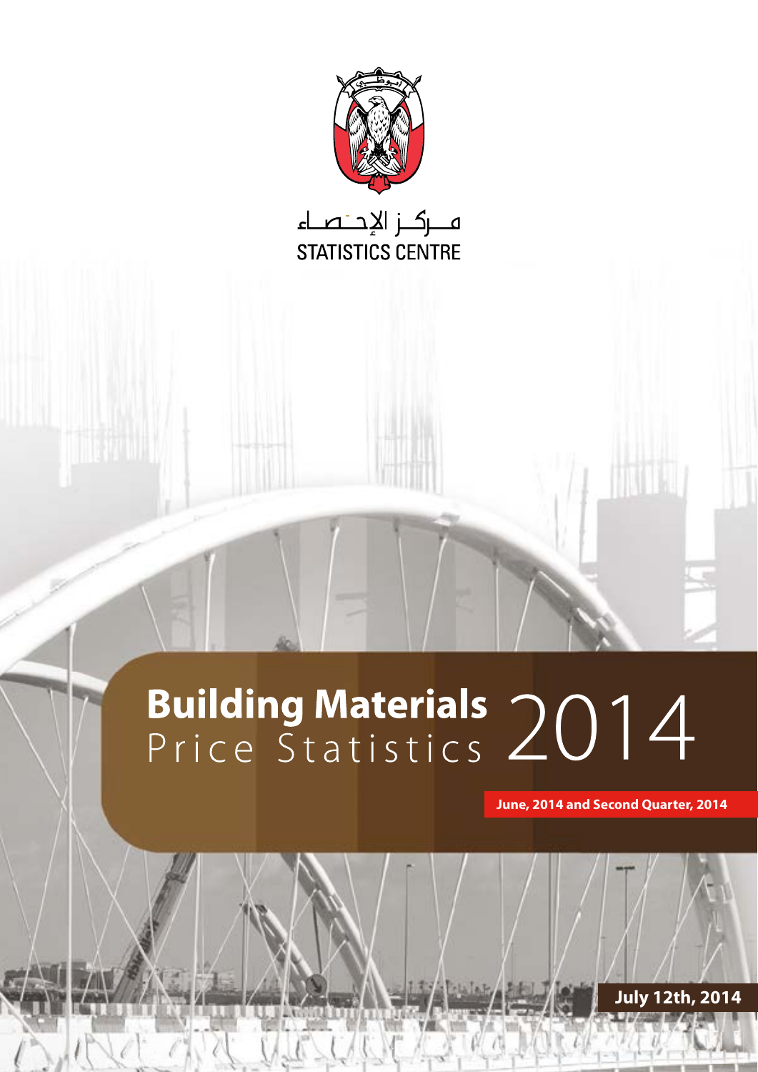مـركـز الإحـصـاء

STATISTICS CENTRE

# Building Materials Price Statistics 2014

**June, 2014 and Second Quarter, 2014**

**July 12th, 2014**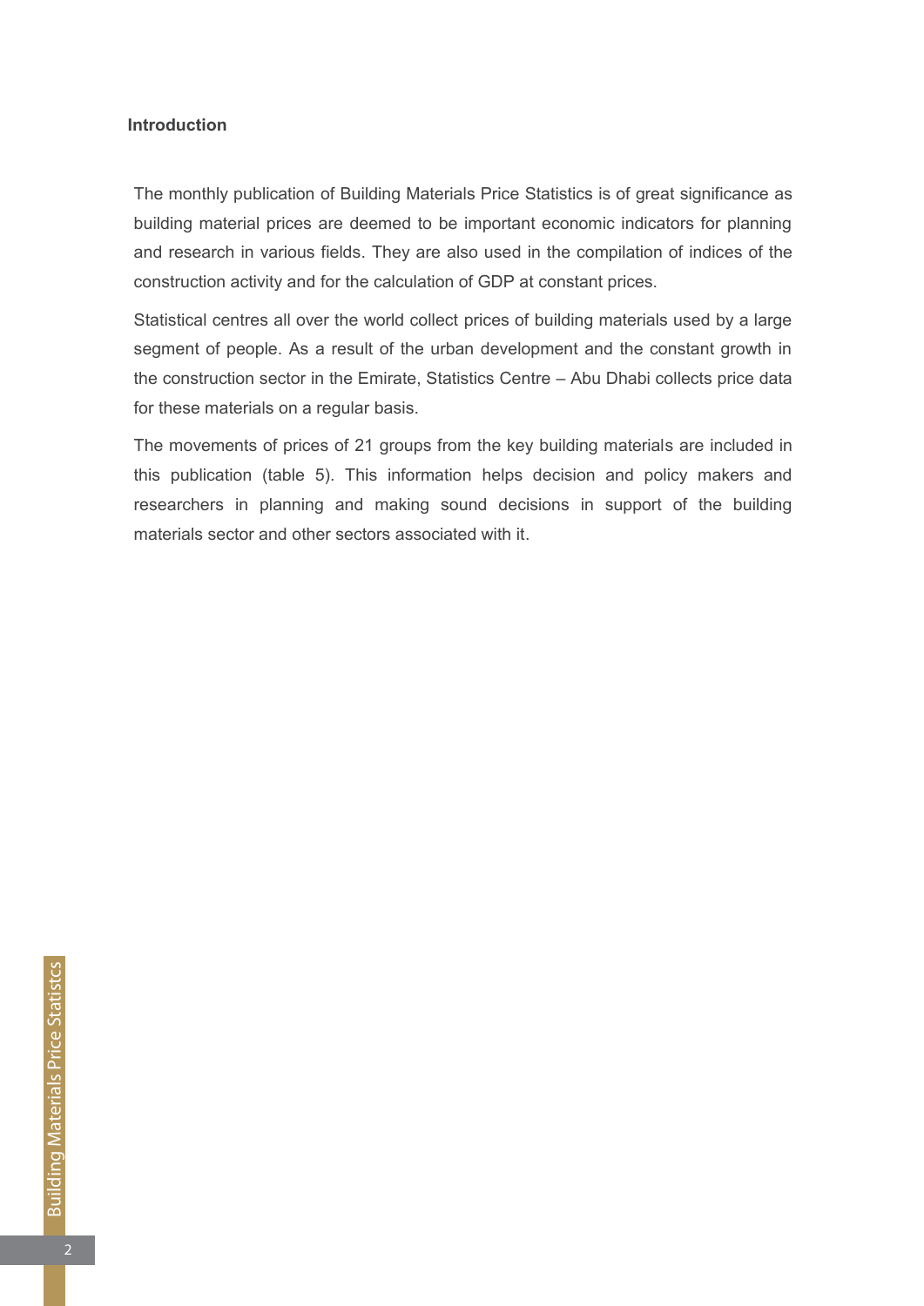## Introduction

The monthly publication of Building Materials Price Statistics is of great significance as building material prices are deemed to be important economic indicators for planning and research in various fields. They are also used in the compilation of indices of the construction activity and for the calculation of GDP at constant prices.

Statistical centres all over the world collect prices of building materials used by a large segment of people. As a result of the urban development and the constant growth in the construction sector in the Emirate, Statistics Centre – Abu Dhabi collects price data for these materials on a regular basis.

The movements of prices of 21 groups from the key building materials are included in this publication (table 5). This information helps decision and policy makers and researchers in planning and making sound decisions in support of the building materials sector and other sectors associated with it.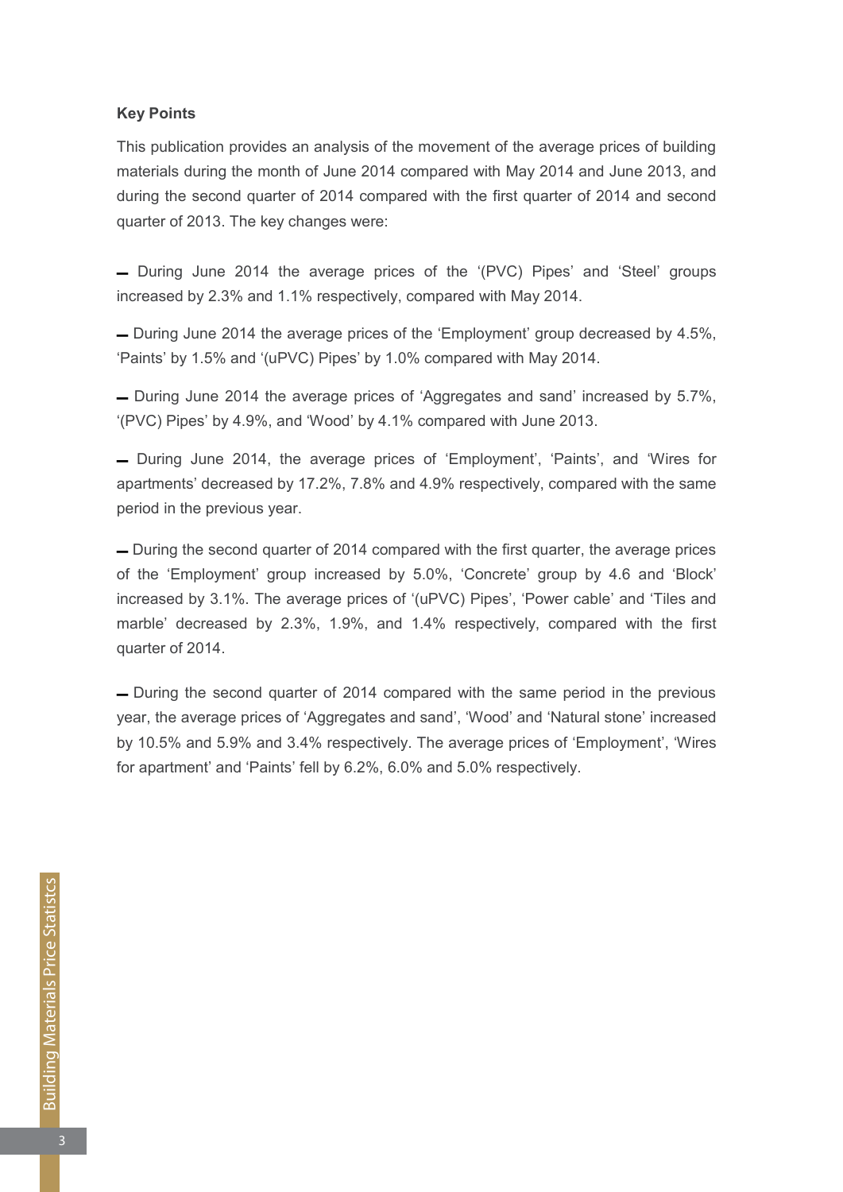**Key Points**

This publication provides an analysis of the movement of the average prices of building materials during the month of June 2014 compared with May 2014 and June 2013, and during the second quarter of 2014 compared with the first quarter of 2014 and second quarter of 2013. The key changes were:

- During June 2014 the average prices of the '(PVC) Pipes' and 'Steel' groups increased by 2.3% and 1.1% respectively, compared with May 2014.
- During June 2014 the average prices of the 'Employment' group decreased by 4.5%, 'Paints' by 1.5% and '(uPVC) Pipes' by 1.0% compared with May 2014.
- During June 2014 the average prices of 'Aggregates and sand' increased by 5.7%, '(PVC) Pipes' by 4.9%, and 'Wood' by 4.1% compared with June 2013.
- During June 2014, the average prices of 'Employment', 'Paints', and 'Wires for apartments' decreased by 17.2%, 7.8% and 4.9% respectively, compared with the same period in the previous year.
- During the second quarter of 2014 compared with the first quarter, the average prices of the 'Employment' group increased by 5.0%, 'Concrete' group by 4.6 and 'Block' increased by 3.1%. The average prices of '(uPVC) Pipes', 'Power cable' and 'Tiles and marble' decreased by 2.3%, 1.9%, and 1.4% respectively, compared with the first quarter of 2014.
- During the second quarter of 2014 compared with the same period in the previous year, the average prices of 'Aggregates and sand', 'Wood' and 'Natural stone' increased by 10.5% and 5.9% and 3.4% respectively. The average prices of 'Employment', 'Wires for apartment' and 'Paints' fell by 6.2%, 6.0% and 5.0% respectively.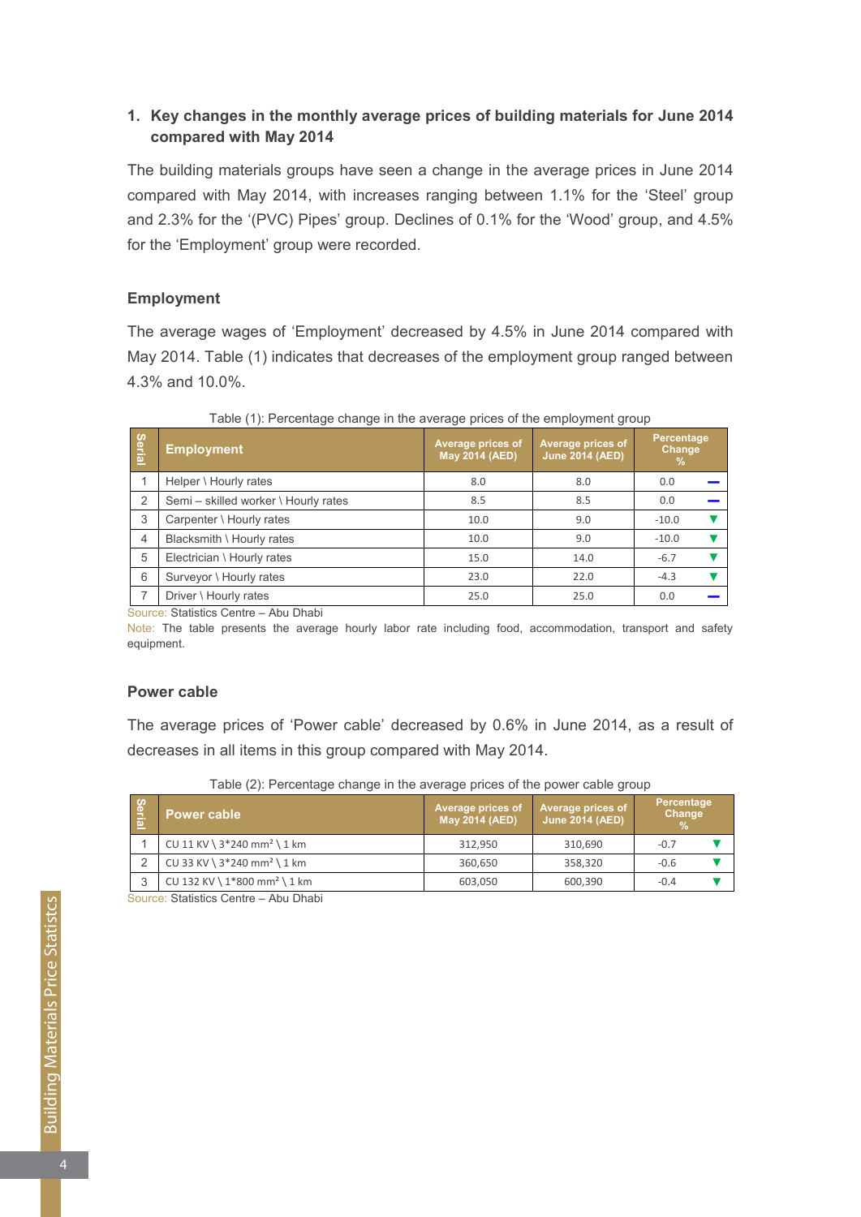## 1. Key changes in the monthly average prices of building materials for June 2014 compared with May 2014

The building materials groups have seen a change in the average prices in June 2014 compared with May 2014, with increases ranging between 1.1% for the 'Steel' group and 2.3% for the '(PVC) Pipes' group. Declines of 0.1% for the 'Wood' group, and 4.5% for the 'Employment' group were recorded.

### Employment

The average wages of 'Employment' decreased by 4.5% in June 2014 compared with May 2014. Table (1) indicates that decreases of the employment group ranged between 4.3% and 10.0%.

Table (1): Percentage change in the average prices of the employment group

| Serial | Employment | Average prices of May 2014 (AED) | Average prices of June 2014 (AED) | Percentage Change % |
|---|---|---|---|---|
| 1 | Helper \ Hourly rates | 8.0 | 8.0 | 0.0 |
| 2 | Semi – skilled worker \ Hourly rates | 8.5 | 8.5 | 0.0 |
| 3 | Carpenter \ Hourly rates | 10.0 | 9.0 | -10.0 |
| 4 | Blacksmith \ Hourly rates | 10.0 | 9.0 | -10.0 |
| 5 | Electrician \ Hourly rates | 15.0 | 14.0 | -6.7 |
| 6 | Surveyor \ Hourly rates | 23.0 | 22.0 | -4.3 |
| 7 | Driver \ Hourly rates | 25.0 | 25.0 | 0.0 |

Source: Statistics Centre – Abu Dhabi

Note: The table presents the average hourly labor rate including food, accommodation, transport and safety equipment.

### Power cable

The average prices of 'Power cable' decreased by 0.6% in June 2014, as a result of decreases in all items in this group compared with May 2014.

Table (2): Percentage change in the average prices of the power cable group

| Serial | Power cable | Average prices of May 2014 (AED) | Average prices of June 2014 (AED) | Percentage Change % |
|---|---|---|---|---|
| 1 | CU 11 KV \ 3*240 mm² \ 1 km | 312,950 | 310,690 | -0.7 |
| 2 | CU 33 KV \ 3*240 mm² \ 1 km | 360,650 | 358,320 | -0.6 |
| 3 | CU 132 KV \ 1*800 mm² \ 1 km | 603,050 | 600,390 | -0.4 |

Source: Statistics Centre – Abu Dhabi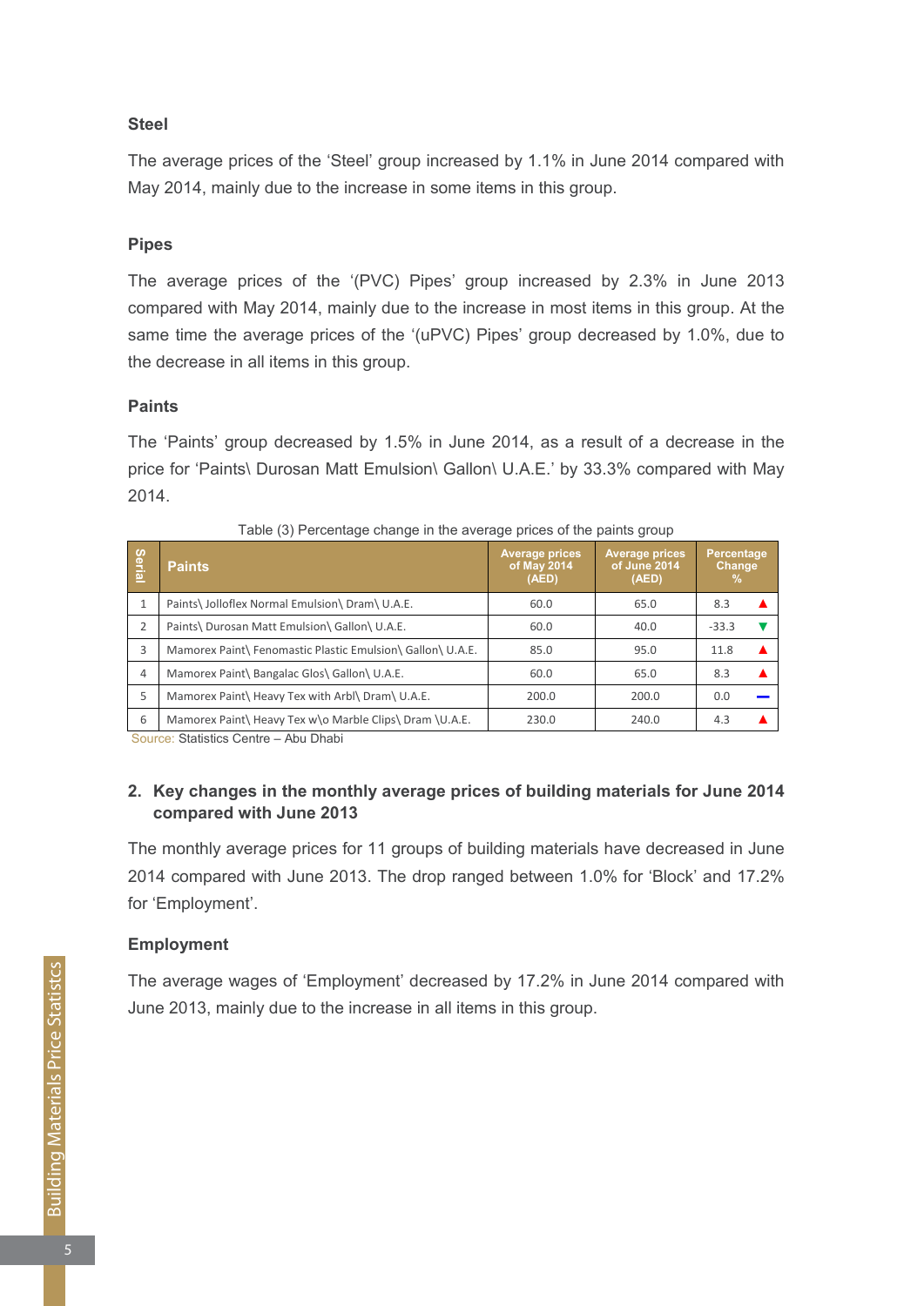### Steel

The average prices of the 'Steel' group increased by 1.1% in June 2014 compared with May 2014, mainly due to the increase in some items in this group.

### Pipes

The average prices of the '(PVC) Pipes' group increased by 2.3% in June 2013 compared with May 2014, mainly due to the increase in most items in this group. At the same time the average prices of the '(uPVC) Pipes' group decreased by 1.0%, due to the decrease in all items in this group.

### Paints

The 'Paints' group decreased by 1.5% in June 2014, as a result of a decrease in the price for 'Paints\ Durosan Matt Emulsion\ Gallon\ U.A.E.' by 33.3% compared with May 2014.

Table (3) Percentage change in the average prices of the paints group

| Serial | Paints | Average prices of May 2014 (AED) | Average prices of June 2014 (AED) | Percentage Change % | |
|---|---|---|---|---|---|
| 1 | Paints\ Jolloflex Normal Emulsion\ Dram\ U.A.E. | 60.0 | 65.0 | 8.3 | ▲ |
| 2 | Paints\ Durosan Matt Emulsion\ Gallon\ U.A.E. | 60.0 | 40.0 | -33.3 | ▼ |
| 3 | Mamorex Paint\ Fenomastic Plastic Emulsion\ Gallon\ U.A.E. | 85.0 | 95.0 | 11.8 | ▲ |
| 4 | Mamorex Paint\ Bangalac Glos\ Gallon\ U.A.E. | 60.0 | 65.0 | 8.3 | ▲ |
| 5 | Mamorex Paint\ Heavy Tex with Arbl\ Dram\ U.A.E. | 200.0 | 200.0 | 0.0 | — |
| 6 | Mamorex Paint\ Heavy Tex w\o Marble Clips\ Dram \U.A.E. | 230.0 | 240.0 | 4.3 | ▲ |

Source: Statistics Centre – Abu Dhabi

## 2. Key changes in the monthly average prices of building materials for June 2014 compared with June 2013

The monthly average prices for 11 groups of building materials have decreased in June 2014 compared with June 2013. The drop ranged between 1.0% for 'Block' and 17.2% for 'Employment'.

### Employment

The average wages of 'Employment' decreased by 17.2% in June 2014 compared with June 2013, mainly due to the increase in all items in this group.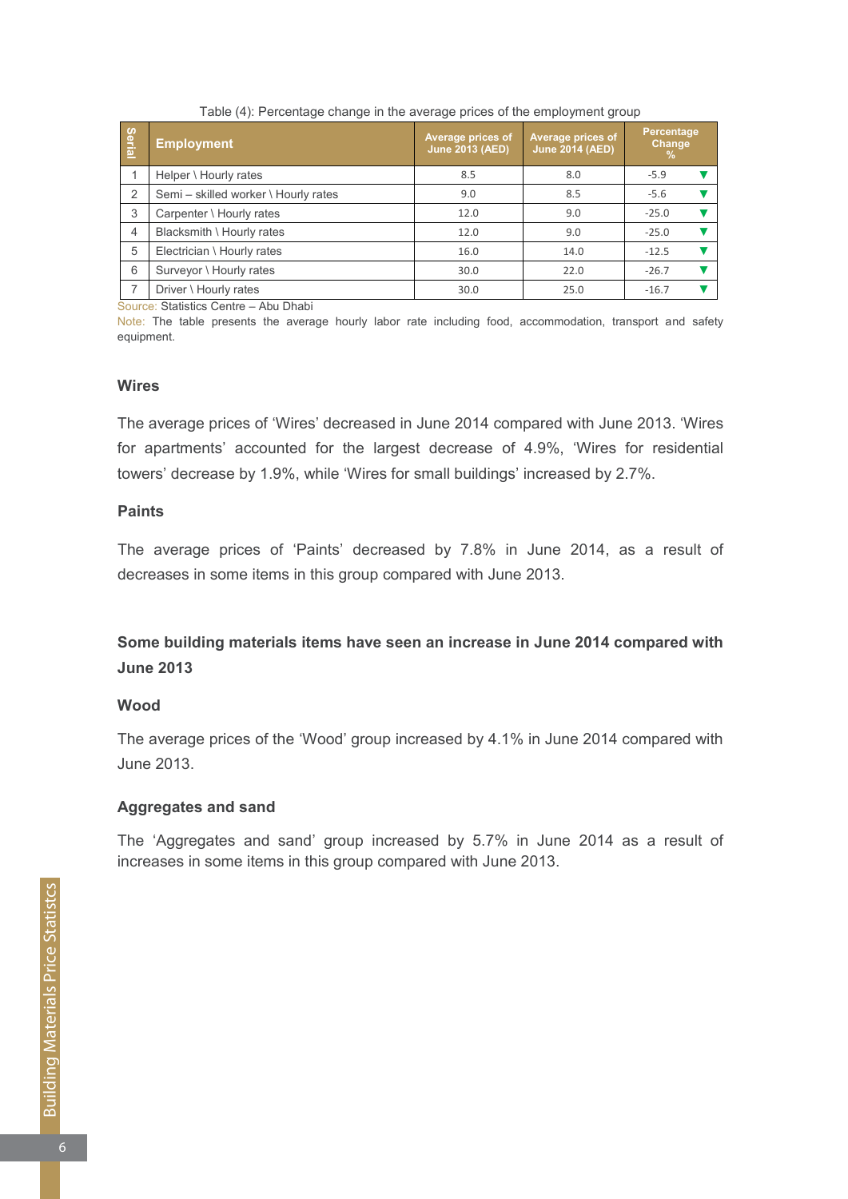Table (4): Percentage change in the average prices of the employment group

| Serial | Employment | Average prices of June 2013 (AED) | Average prices of June 2014 (AED) | Percentage Change % |
|---|---|---|---|---|
| 1 | Helper \ Hourly rates | 8.5 | 8.0 | -5.9 ▼ |
| 2 | Semi – skilled worker \ Hourly rates | 9.0 | 8.5 | -5.6 ▼ |
| 3 | Carpenter \ Hourly rates | 12.0 | 9.0 | -25.0 ▼ |
| 4 | Blacksmith \ Hourly rates | 12.0 | 9.0 | -25.0 ▼ |
| 5 | Electrician \ Hourly rates | 16.0 | 14.0 | -12.5 ▼ |
| 6 | Surveyor \ Hourly rates | 30.0 | 22.0 | -26.7 ▼ |
| 7 | Driver \ Hourly rates | 30.0 | 25.0 | -16.7 ▼ |

Source: Statistics Centre – Abu Dhabi

Note: The table presents the average hourly labor rate including food, accommodation, transport and safety equipment.

### Wires

The average prices of 'Wires' decreased in June 2014 compared with June 2013. 'Wires for apartments' accounted for the largest decrease of 4.9%, 'Wires for residential towers' decrease by 1.9%, while 'Wires for small buildings' increased by 2.7%.

### Paints

The average prices of 'Paints' decreased by 7.8% in June 2014, as a result of decreases in some items in this group compared with June 2013.

## Some building materials items have seen an increase in June 2014 compared with June 2013

### Wood

The average prices of the 'Wood' group increased by 4.1% in June 2014 compared with June 2013.

### Aggregates and sand

The 'Aggregates and sand' group increased by 5.7% in June 2014 as a result of increases in some items in this group compared with June 2013.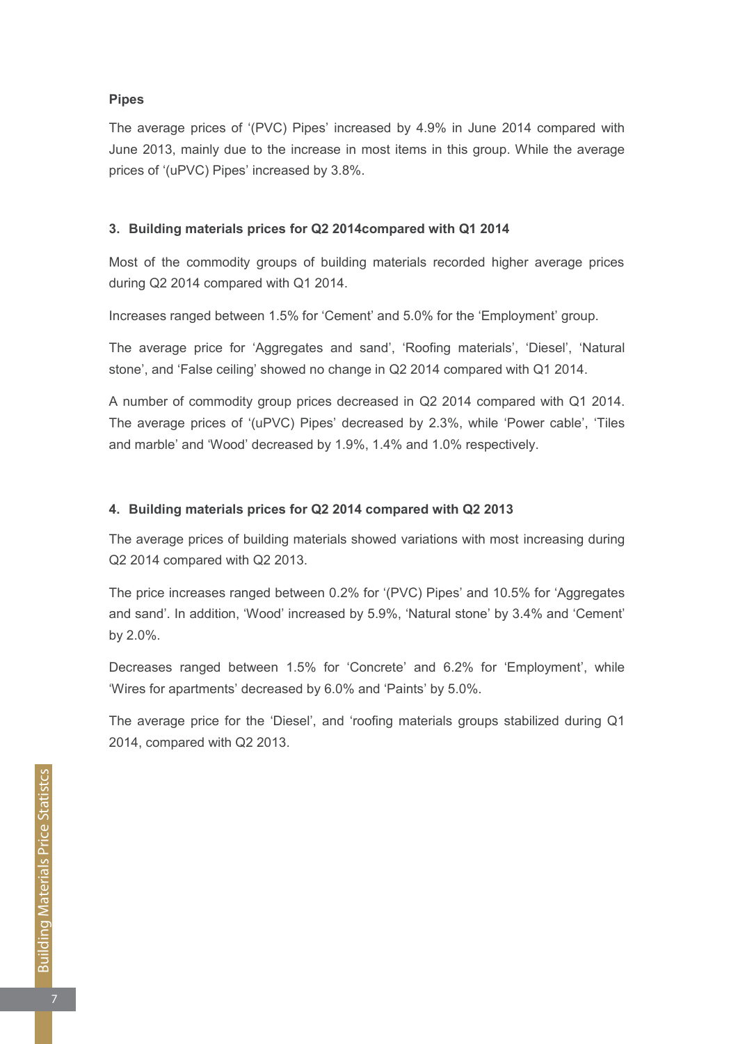### Pipes

The average prices of '(PVC) Pipes' increased by 4.9% in June 2014 compared with June 2013, mainly due to the increase in most items in this group. While the average prices of '(uPVC) Pipes' increased by 3.8%.

### 3. Building materials prices for Q2 2014compared with Q1 2014

Most of the commodity groups of building materials recorded higher average prices during Q2 2014 compared with Q1 2014.

Increases ranged between 1.5% for 'Cement' and 5.0% for the 'Employment' group.

The average price for 'Aggregates and sand', 'Roofing materials', 'Diesel', 'Natural stone', and 'False ceiling' showed no change in Q2 2014 compared with Q1 2014.

A number of commodity group prices decreased in Q2 2014 compared with Q1 2014. The average prices of '(uPVC) Pipes' decreased by 2.3%, while 'Power cable', 'Tiles and marble' and 'Wood' decreased by 1.9%, 1.4% and 1.0% respectively.

### 4. Building materials prices for Q2 2014 compared with Q2 2013

The average prices of building materials showed variations with most increasing during Q2 2014 compared with Q2 2013.

The price increases ranged between 0.2% for '(PVC) Pipes' and 10.5% for 'Aggregates and sand'. In addition, 'Wood' increased by 5.9%, 'Natural stone' by 3.4% and 'Cement' by 2.0%.

Decreases ranged between 1.5% for 'Concrete' and 6.2% for 'Employment', while 'Wires for apartments' decreased by 6.0% and 'Paints' by 5.0%.

The average price for the 'Diesel', and 'roofing materials groups stabilized during Q1 2014, compared with Q2 2013.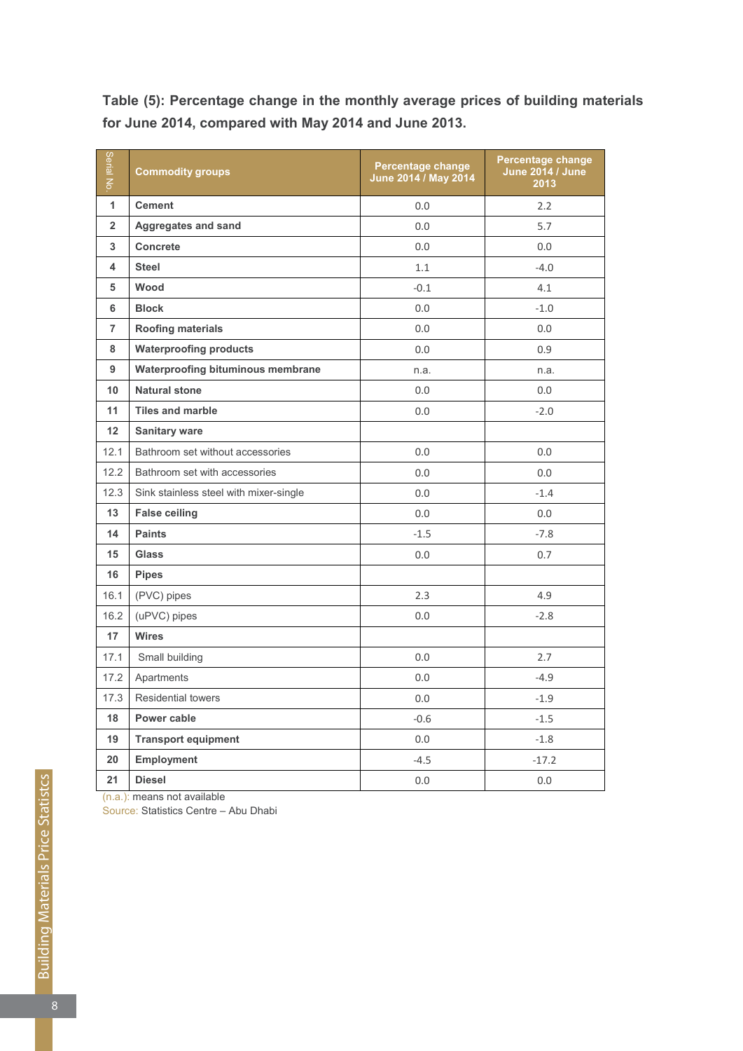**Table (5): Percentage change in the monthly average prices of building materials for June 2014, compared with May 2014 and June 2013.**

| Serial No. | Commodity groups | Percentage change June 2014 / May 2014 | Percentage change June 2014 / June 2013 |
|---|---|---|---|
| 1 | **Cement** | 0.0 | 2.2 |
| 2 | **Aggregates and sand** | 0.0 | 5.7 |
| 3 | **Concrete** | 0.0 | 0.0 |
| 4 | **Steel** | 1.1 | -4.0 |
| 5 | **Wood** | -0.1 | 4.1 |
| 6 | **Block** | 0.0 | -1.0 |
| 7 | **Roofing materials** | 0.0 | 0.0 |
| 8 | **Waterproofing products** | 0.0 | 0.9 |
| 9 | **Waterproofing bituminous membrane** | n.a. | n.a. |
| 10 | **Natural stone** | 0.0 | 0.0 |
| 11 | **Tiles and marble** | 0.0 | -2.0 |
| 12 | **Sanitary ware** | | |
| 12.1 | Bathroom set without accessories | 0.0 | 0.0 |
| 12.2 | Bathroom set with accessories | 0.0 | 0.0 |
| 12.3 | Sink stainless steel with mixer-single | 0.0 | -1.4 |
| 13 | **False ceiling** | 0.0 | 0.0 |
| 14 | **Paints** | -1.5 | -7.8 |
| 15 | **Glass** | 0.0 | 0.7 |
| 16 | **Pipes** | | |
| 16.1 | (PVC) pipes | 2.3 | 4.9 |
| 16.2 | (uPVC) pipes | 0.0 | -2.8 |
| 17 | **Wires** | | |
| 17.1 | Small building | 0.0 | 2.7 |
| 17.2 | Apartments | 0.0 | -4.9 |
| 17.3 | Residential towers | 0.0 | -1.9 |
| 18 | **Power cable** | -0.6 | -1.5 |
| 19 | **Transport equipment** | 0.0 | -1.8 |
| 20 | **Employment** | -4.5 | -17.2 |
| 21 | **Diesel** | 0.0 | 0.0 |

(n.a.): means not available

Source: Statistics Centre – Abu Dhabi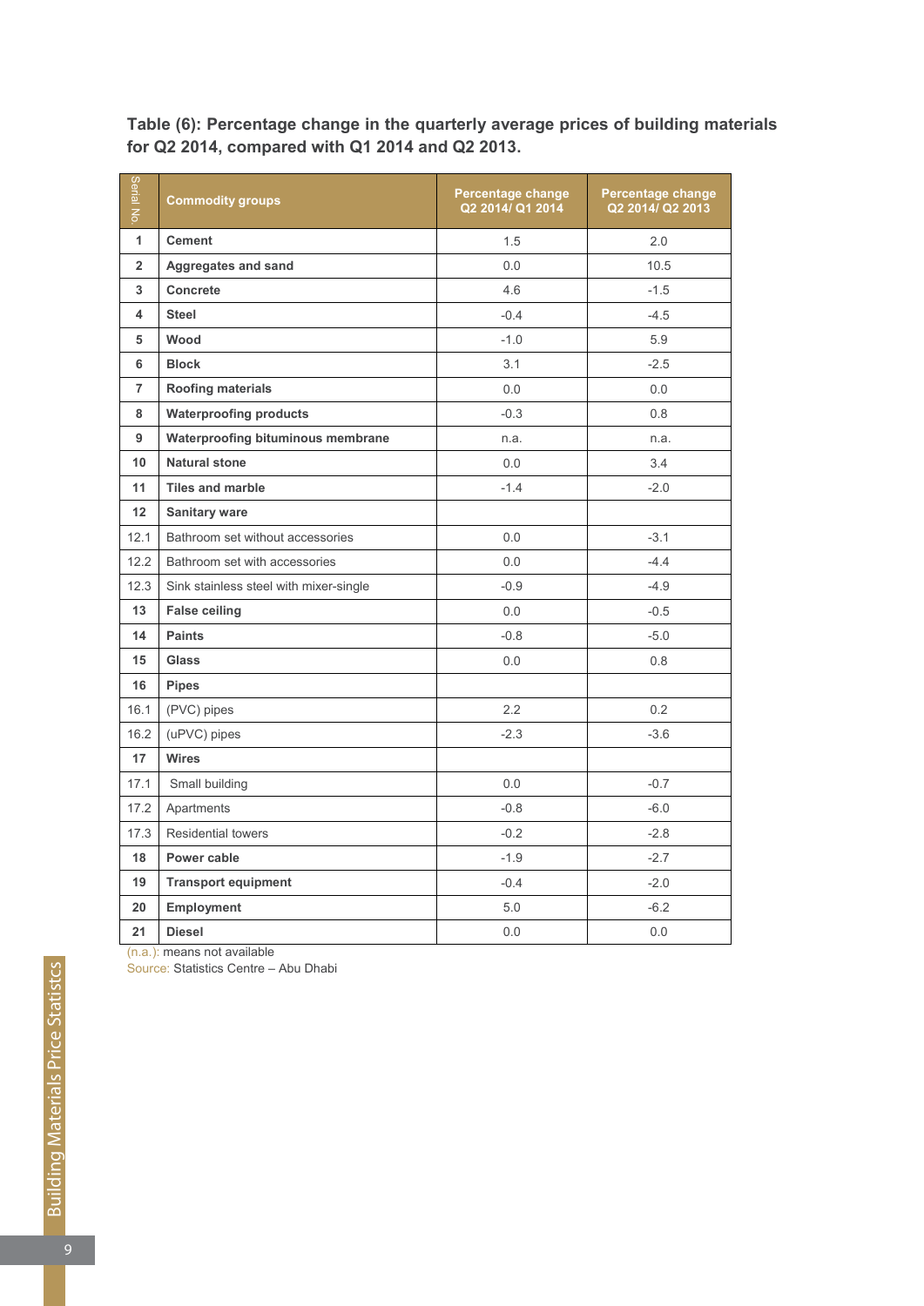**Table (6): Percentage change in the quarterly average prices of building materials for Q2 2014, compared with Q1 2014 and Q2 2013.**

| Serial No. | Commodity groups | Percentage change Q2 2014/ Q1 2014 | Percentage change Q2 2014/ Q2 2013 |
|---|---|---|---|
| 1 | **Cement** | 1.5 | 2.0 |
| 2 | **Aggregates and sand** | 0.0 | 10.5 |
| 3 | **Concrete** | 4.6 | -1.5 |
| 4 | **Steel** | -0.4 | -4.5 |
| 5 | **Wood** | -1.0 | 5.9 |
| 6 | **Block** | 3.1 | -2.5 |
| 7 | **Roofing materials** | 0.0 | 0.0 |
| 8 | **Waterproofing products** | -0.3 | 0.8 |
| 9 | **Waterproofing bituminous membrane** | n.a. | n.a. |
| 10 | **Natural stone** | 0.0 | 3.4 |
| 11 | **Tiles and marble** | -1.4 | -2.0 |
| 12 | **Sanitary ware** | | |
| 12.1 | Bathroom set without accessories | 0.0 | -3.1 |
| 12.2 | Bathroom set with accessories | 0.0 | -4.4 |
| 12.3 | Sink stainless steel with mixer-single | -0.9 | -4.9 |
| 13 | **False ceiling** | 0.0 | -0.5 |
| 14 | **Paints** | -0.8 | -5.0 |
| 15 | **Glass** | 0.0 | 0.8 |
| 16 | **Pipes** | | |
| 16.1 | (PVC) pipes | 2.2 | 0.2 |
| 16.2 | (uPVC) pipes | -2.3 | -3.6 |
| 17 | **Wires** | | |
| 17.1 | Small building | 0.0 | -0.7 |
| 17.2 | Apartments | -0.8 | -6.0 |
| 17.3 | Residential towers | -0.2 | -2.8 |
| 18 | **Power cable** | -1.9 | -2.7 |
| 19 | **Transport equipment** | -0.4 | -2.0 |
| 20 | **Employment** | 5.0 | -6.2 |
| 21 | **Diesel** | 0.0 | 0.0 |

(n.a.): means not available

Source: Statistics Centre – Abu Dhabi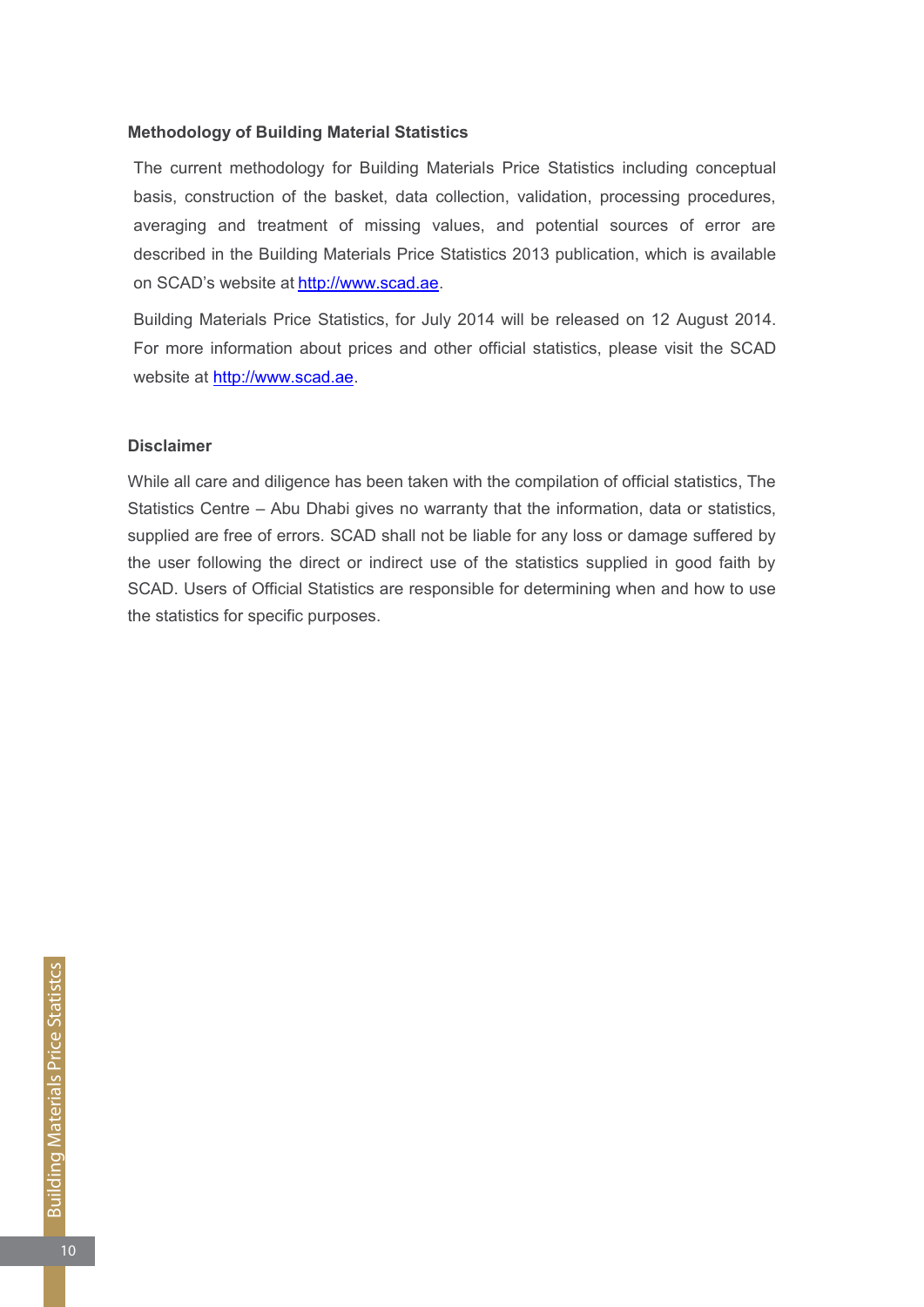### Methodology of Building Material Statistics

The current methodology for Building Materials Price Statistics including conceptual basis, construction of the basket, data collection, validation, processing procedures, averaging and treatment of missing values, and potential sources of error are described in the Building Materials Price Statistics 2013 publication, which is available on SCAD's website at http://www.scad.ae.

Building Materials Price Statistics, for July 2014 will be released on 12 August 2014. For more information about prices and other official statistics, please visit the SCAD website at http://www.scad.ae.

### Disclaimer

While all care and diligence has been taken with the compilation of official statistics, The Statistics Centre – Abu Dhabi gives no warranty that the information, data or statistics, supplied are free of errors. SCAD shall not be liable for any loss or damage suffered by the user following the direct or indirect use of the statistics supplied in good faith by SCAD. Users of Official Statistics are responsible for determining when and how to use the statistics for specific purposes.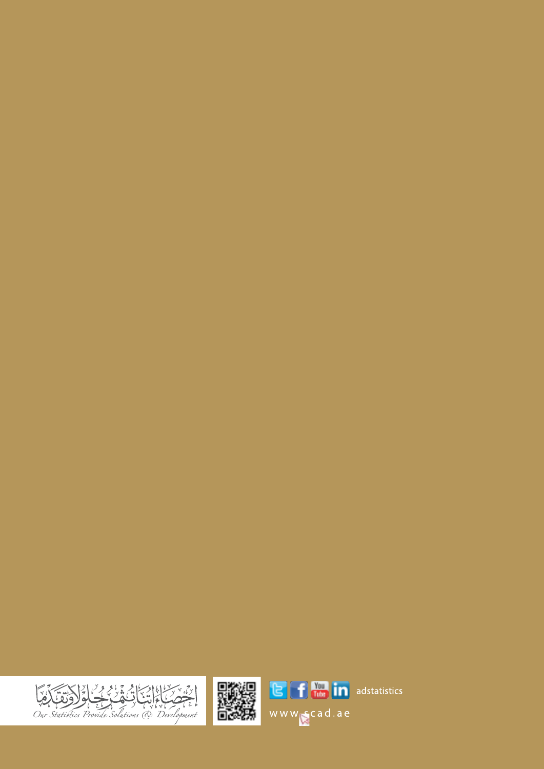إحصاءاتنا تثمر حلولاً وتقدماً

Our Statistics Provide Solutions & Development

adstatistics

www.scad.ae